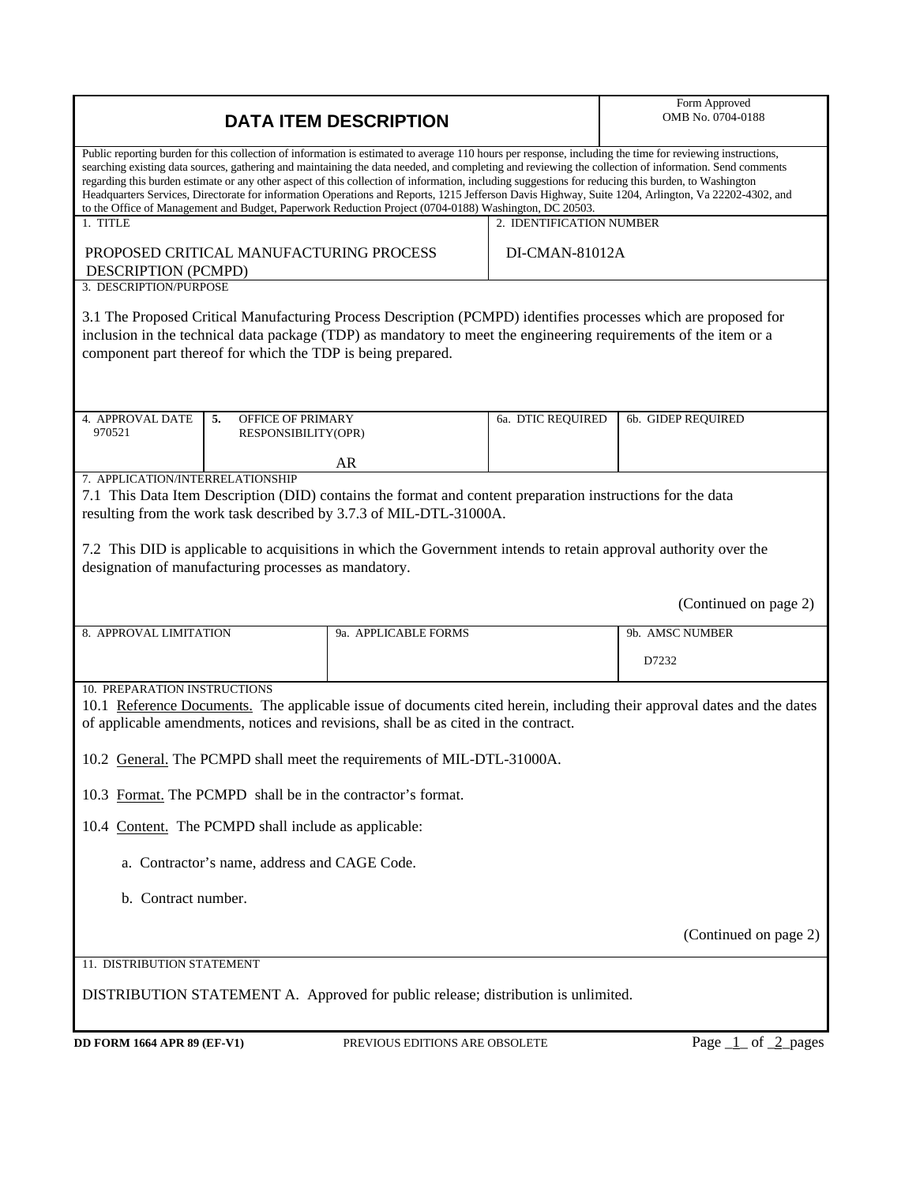# DATA ITEM DESCRIPTION

Form Approved
OMB No. 0704-0188

Public reporting burden for this collection of information is estimated to average 110 hours per response, including the time for reviewing instructions, searching existing data sources, gathering and maintaining the data needed, and completing and reviewing the collection of information. Send comments regarding this burden estimate or any other aspect of this collection of information, including suggestions for reducing this burden, to Washington Headquarters Services, Directorate for information Operations and Reports, 1215 Jefferson Davis Highway, Suite 1204, Arlington, Va 22202-4302, and to the Office of Management and Budget, Paperwork Reduction Project (0704-0188) Washington, DC 20503.

| 1. TITLE | 2. IDENTIFICATION NUMBER |
|---|---|
| PROPOSED CRITICAL MANUFACTURING PROCESS DESCRIPTION (PCMPD) | DI-CMAN-81012A |

**3. DESCRIPTION/PURPOSE**

3.1 The Proposed Critical Manufacturing Process Description (PCMPD) identifies processes which are proposed for inclusion in the technical data package (TDP) as mandatory to meet the engineering requirements of the item or a component part thereof for which the TDP is being prepared.

| 4. APPROVAL DATE | 5. OFFICE OF PRIMARY RESPONSIBILITY(OPR) | 6a. DTIC REQUIRED | 6b. GIDEP REQUIRED |
|---|---|---|---|
| 970521 | AR | | |

**7. APPLICATION/INTERRELATIONSHIP**

7.1 This Data Item Description (DID) contains the format and content preparation instructions for the data resulting from the work task described by 3.7.3 of MIL-DTL-31000A.

7.2 This DID is applicable to acquisitions in which the Government intends to retain approval authority over the designation of manufacturing processes as mandatory.

(Continued on page 2)

| 8. APPROVAL LIMITATION | 9a. APPLICABLE FORMS | 9b. AMSC NUMBER |
|---|---|---|
| | | D7232 |

**10. PREPARATION INSTRUCTIONS**

10.1 Reference Documents. The applicable issue of documents cited herein, including their approval dates and the dates of applicable amendments, notices and revisions, shall be as cited in the contract.

10.2 General. The PCMPD shall meet the requirements of MIL-DTL-31000A.

10.3 Format. The PCMPD shall be in the contractor's format.

10.4 Content. The PCMPD shall include as applicable:

a. Contractor's name, address and CAGE Code.

b. Contract number.

(Continued on page 2)

**11. DISTRIBUTION STATEMENT**

DISTRIBUTION STATEMENT A. Approved for public release; distribution is unlimited.

DD FORM 1664 APR 89 (EF-V1) PREVIOUS EDITIONS ARE OBSOLETE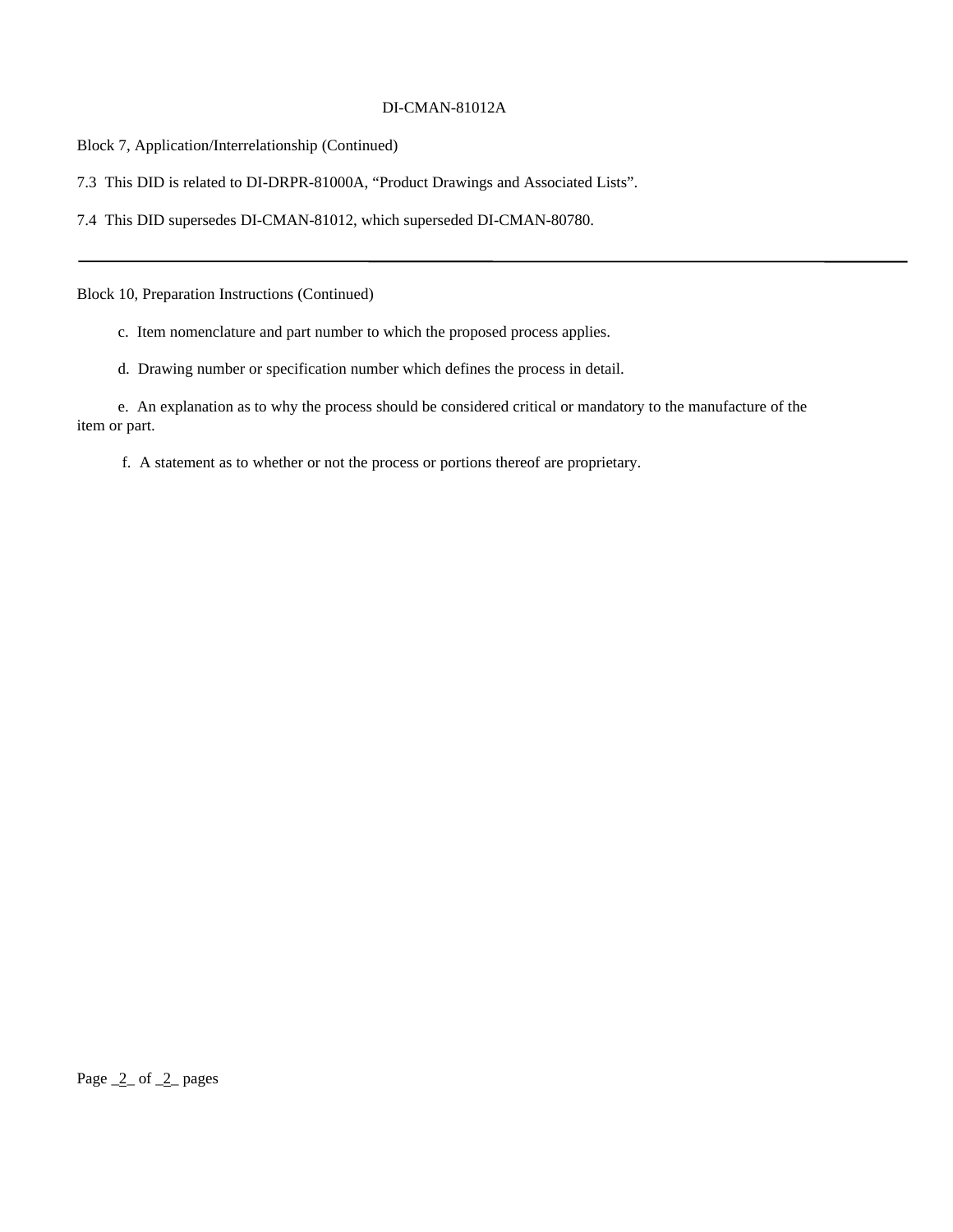Block 7, Application/Interrelationship (Continued)

7.3 This DID is related to DI-DRPR-81000A, “Product Drawings and Associated Lists”.

7.4 This DID supersedes DI-CMAN-81012, which superseded DI-CMAN-80780.

---

Block 10, Preparation Instructions (Continued)

c. Item nomenclature and part number to which the proposed process applies.

d. Drawing number or specification number which defines the process in detail.

e. An explanation as to why the process should be considered critical or mandatory to the manufacture of the item or part.

f. A statement as to whether or not the process or portions thereof are proprietary.